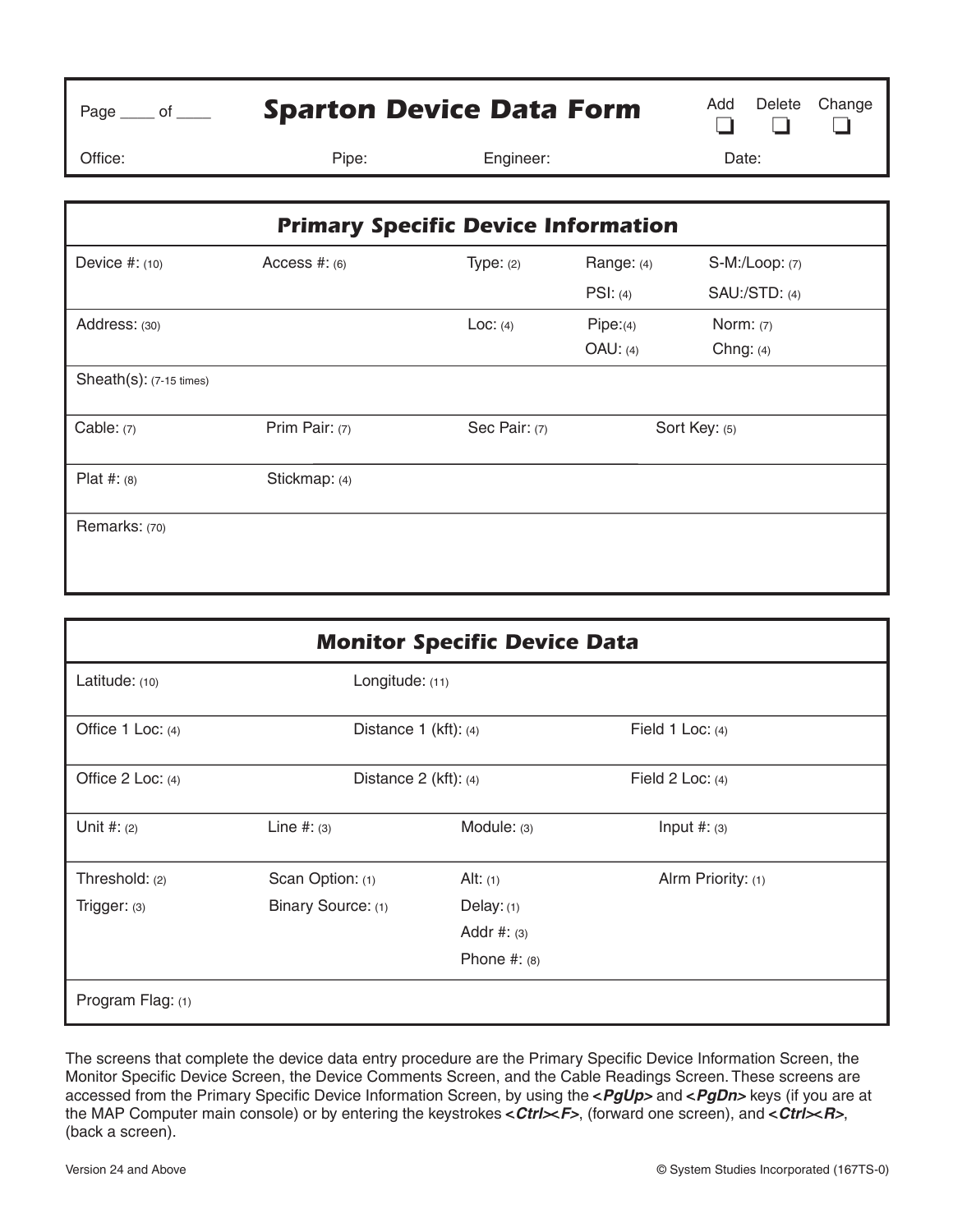Page ____ of ____

# Sparton Device Data Form

Add ❑ Delete ❑ Change ❑

Office: Pipe: Engineer: Date:

## Primary Specific Device Information

| | | | | |
|---|---|---|---|---|
| Device #: (10) | Access #: (6) | Type: (2) | Range: (4)<br>PSI: (4) | S-M:/Loop: (7)<br>SAU:/STD: (4) |
| Address: (30) | | Loc: (4) | Pipe:(4)<br>OAU: (4) | Norm: (7)<br>Chng: (4) |
| Sheath(s): (7-15 times) | | | | |
| Cable: (7) | Prim Pair: (7) | Sec Pair: (7) | Sort Key: (5) | |
| Plat #: (8) | Stickmap: (4) | | | |
| Remarks: (70) | | | | |

## Monitor Specific Device Data

| | | | |
|---|---|---|---|
| Latitude: (10) | Longitude: (11) | | |
| Office 1 Loc: (4) | Distance 1 (kft): (4) | Field 1 Loc: (4) | |
| Office 2 Loc: (4) | Distance 2 (kft): (4) | Field 2 Loc: (4) | |
| Unit #: (2) | Line #: (3) | Module: (3) | Input #: (3) |
| Threshold: (2)<br>Trigger: (3) | Scan Option: (1)<br>Binary Source: (1) | Alt: (1)<br>Delay: (1)<br>Addr #: (3)<br>Phone #: (8) | Alrm Priority: (1) |
| Program Flag: (1) | | | |

The screens that complete the device data entry procedure are the Primary Specific Device Information Screen, the Monitor Specific Device Screen, the Device Comments Screen, and the Cable Readings Screen. These screens are accessed from the Primary Specific Device Information Screen, by using the ***<PgUp>*** and ***<PgDn>*** keys (if you are at the MAP Computer main console) or by entering the keystrokes ***<Ctrl><F>***, (forward one screen), and ***<Ctrl><R>***, (back a screen).

Version 24 and Above

© System Studies Incorporated (167TS-0)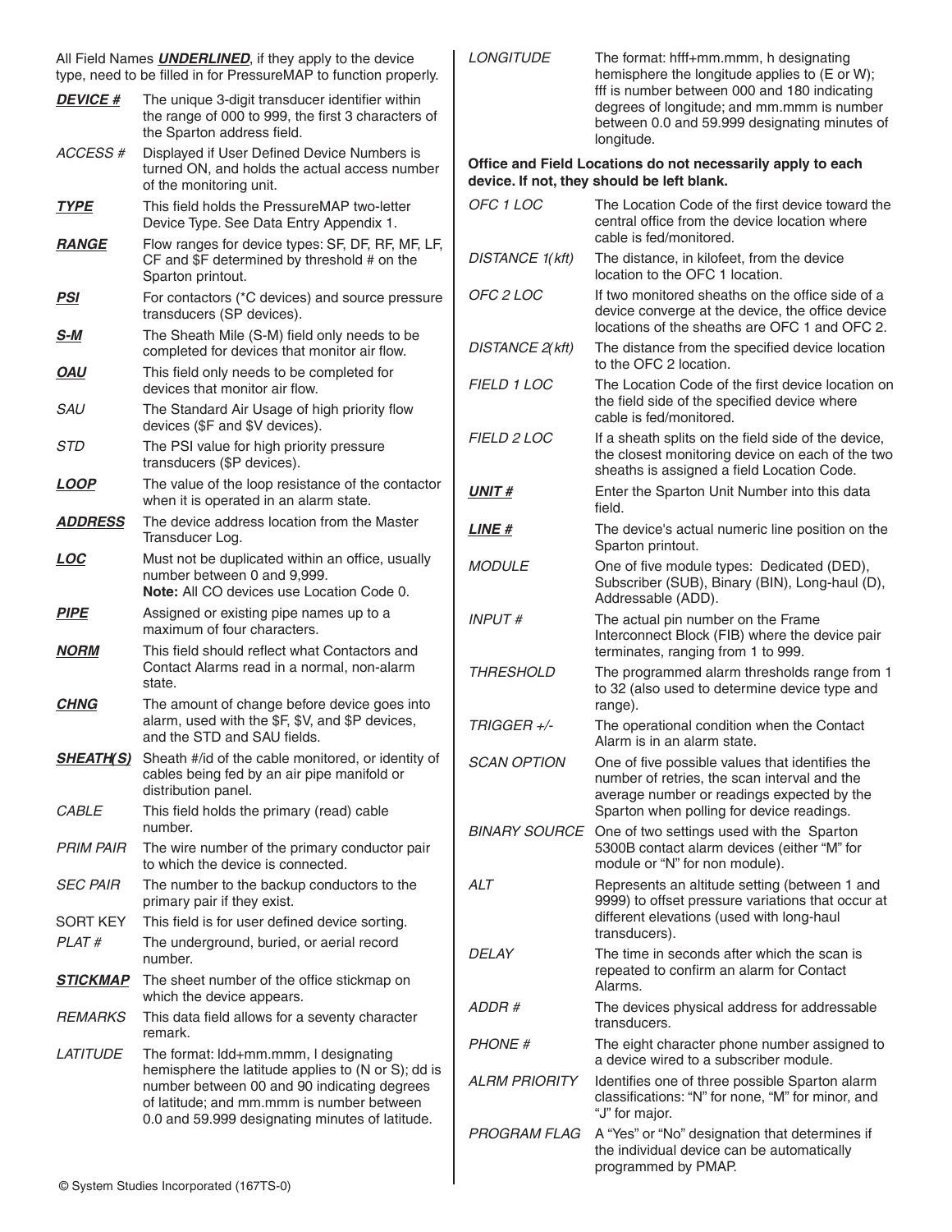All Field Names ***UNDERLINED***, if they apply to the device type, need to be filled in for PressureMAP to function properly.

| | |
|---|---|
| ***DEVICE #*** | The unique 3-digit transducer identifier within the range of 000 to 999, the first 3 characters of the Sparton address field. |
| *ACCESS #* | Displayed if User Defined Device Numbers is turned ON, and holds the actual access number of the monitoring unit. |
| ***TYPE*** | This field holds the PressureMAP two-letter Device Type. See Data Entry Appendix 1. |
| ***RANGE*** | Flow ranges for device types: SF, DF, RF, MF, LF, CF and $F determined by threshold # on the Sparton printout. |
| ***PSI*** | For contactors (*C devices) and source pressure transducers (SP devices). |
| ***S-M*** | The Sheath Mile (S-M) field only needs to be completed for devices that monitor air flow. |
| ***OAU*** | This field only needs to be completed for devices that monitor air flow. |
| *SAU* | The Standard Air Usage of high priority flow devices ($F and $V devices). |
| *STD* | The PSI value for high priority pressure transducers ($P devices). |
| ***LOOP*** | The value of the loop resistance of the contactor when it is operated in an alarm state. |
| ***ADDRESS*** | The device address location from the Master Transducer Log. |
| ***LOC*** | Must not be duplicated within an office, usually number between 0 and 9,999. **Note:** All CO devices use Location Code 0. |
| ***PIPE*** | Assigned or existing pipe names up to a maximum of four characters. |
| ***NORM*** | This field should reflect what Contactors and Contact Alarms read in a normal, non-alarm state. |
| ***CHNG*** | The amount of change before device goes into alarm, used with the $F, $V, and $P devices, and the STD and SAU fields. |
| ***SHEATH(S)*** | Sheath #/id of the cable monitored, or identity of cables being fed by an air pipe manifold or distribution panel. |
| *CABLE* | This field holds the primary (read) cable number. |
| *PRIM PAIR* | The wire number of the primary conductor pair to which the device is connected. |
| *SEC PAIR* | The number to the backup conductors to the primary pair if they exist. |
| SORT KEY | This field is for user defined device sorting. |
| *PLAT #* | The underground, buried, or aerial record number. |
| ***STICKMAP*** | The sheet number of the office stickmap on which the device appears. |
| *REMARKS* | This data field allows for a seventy character remark. |
| *LATITUDE* | The format: ldd+mm.mmm, l designating hemisphere the latitude applies to (N or S); dd is number between 00 and 90 indicating degrees of latitude; and mm.mmm is number between 0.0 and 59.999 designating minutes of latitude. |
| *LONGITUDE* | The format: hfff+mm.mmm, h designating hemisphere the longitude applies to (E or W); fff is number between 000 and 180 indicating degrees of longitude; and mm.mmm is number between 0.0 and 59.999 designating minutes of longitude. |

**Office and Field Locations do not necessarily apply to each device. If not, they should be left blank.**

| | |
|---|---|
| *OFC 1 LOC* | The Location Code of the first device toward the central office from the device location where cable is fed/monitored. |
| *DISTANCE 1(kft)* | The distance, in kilofeet, from the device location to the OFC 1 location. |
| *OFC 2 LOC* | If two monitored sheaths on the office side of a device converge at the device, the office device locations of the sheaths are OFC 1 and OFC 2. |
| *DISTANCE 2(kft)* | The distance from the specified device location to the OFC 2 location. |
| *FIELD 1 LOC* | The Location Code of the first device location on the field side of the specified device where cable is fed/monitored. |
| *FIELD 2 LOC* | If a sheath splits on the field side of the device, the closest monitoring device on each of the two sheaths is assigned a field Location Code. |
| ***UNIT #*** | Enter the Sparton Unit Number into this data field. |
| ***LINE #*** | The device's actual numeric line position on the Sparton printout. |
| *MODULE* | One of five module types: Dedicated (DED), Subscriber (SUB), Binary (BIN), Long-haul (D), Addressable (ADD). |
| *INPUT #* | The actual pin number on the Frame Interconnect Block (FIB) where the device pair terminates, ranging from 1 to 999. |
| *THRESHOLD* | The programmed alarm thresholds range from 1 to 32 (also used to determine device type and range). |
| *TRIGGER +/-* | The operational condition when the Contact Alarm is in an alarm state. |
| *SCAN OPTION* | One of five possible values that identifies the number of retries, the scan interval and the average number or readings expected by the Sparton when polling for device readings. |
| *BINARY SOURCE* | One of two settings used with the Sparton 5300B contact alarm devices (either "M" for module or "N" for non module). |
| *ALT* | Represents an altitude setting (between 1 and 9999) to offset pressure variations that occur at different elevations (used with long-haul transducers). |
| *DELAY* | The time in seconds after which the scan is repeated to confirm an alarm for Contact Alarms. |
| *ADDR #* | The devices physical address for addressable transducers. |
| *PHONE #* | The eight character phone number assigned to a device wired to a subscriber module. |
| *ALRM PRIORITY* | Identifies one of three possible Sparton alarm classifications: "N" for none, "M" for minor, and "J" for major. |
| *PROGRAM FLAG* | A "Yes" or "No" designation that determines if the individual device can be automatically programmed by PMAP. |

© System Studies Incorporated (167TS-0)